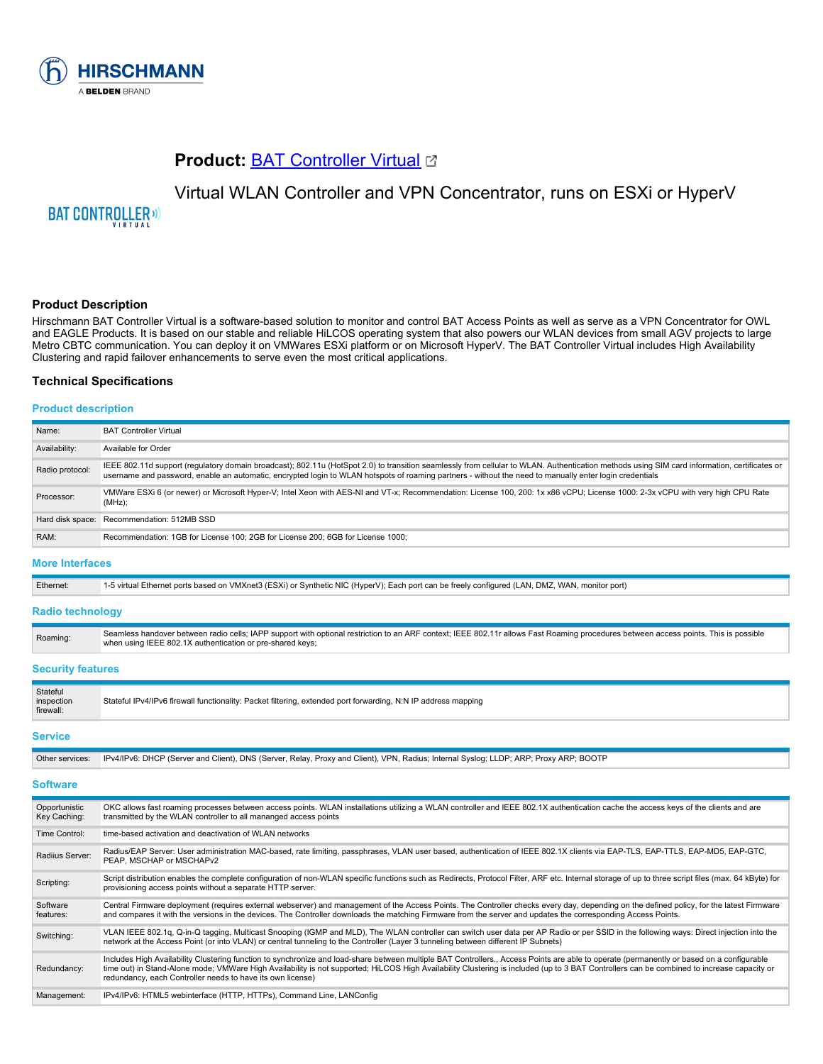## Product: [BAT Controller Virtual](#)

Virtual WLAN Controller and VPN Concentrator, runs on ESXi or HyperV

### Product Description

Hirschmann BAT Controller Virtual is a software-based solution to monitor and control BAT Access Points as well as serve as a VPN Concentrator for OWL and EAGLE Products. It is based on our stable and reliable HiLCOS operating system that also powers our WLAN devices from small AGV projects to large Metro CBTC communication. You can deploy it on VMWares ESXi platform or on Microsoft HyperV. The BAT Controller Virtual includes High Availability Clustering and rapid failover enhancements to serve even the most critical applications.

### Technical Specifications

#### Product description

| | |
|---|---|
| Name: | BAT Controller Virtual |
| Availability: | Available for Order |
| Radio protocol: | IEEE 802.11d support (regulatory domain broadcast); 802.11u (HotSpot 2.0) to transition seamlessly from cellular to WLAN. Authentication methods using SIM card information, certificates or username and password, enable an automatic, encrypted login to WLAN hotspots of roaming partners - without the need to manually enter login credentials |
| Processor: | VMWare ESXi 6 (or newer) or Microsoft Hyper-V; Intel Xeon with AES-NI and VT-x; Recommendation: License 100, 200: 1x x86 vCPU; License 1000: 2-3x vCPU with very high CPU Rate (MHz); |
| Hard disk space: | Recommendation: 512MB SSD |
| RAM: | Recommendation: 1GB for License 100; 2GB for License 200; 6GB for License 1000; |

#### More Interfaces

| | |
|---|---|
| Ethernet: | 1-5 virtual Ethernet ports based on VMXnet3 (ESXi) or Synthetic NIC (HyperV); Each port can be freely configured (LAN, DMZ, WAN, monitor port) |

#### Radio technology

| | |
|---|---|
| Roaming: | Seamless handover between radio cells; IAPP support with optional restriction to an ARF context; IEEE 802.11r allows Fast Roaming procedures between access points. This is possible when using IEEE 802.1X authentication or pre-shared keys; |

#### Security features

| | |
|---|---|
| Stateful inspection firewall: | Stateful IPv4/IPv6 firewall functionality: Packet filtering, extended port forwarding, N:N IP address mapping |

#### Service

| | |
|---|---|
| Other services: | IPv4/IPv6: DHCP (Server and Client), DNS (Server, Relay, Proxy and Client), VPN, Radius; Internal Syslog; LLDP; ARP; Proxy ARP; BOOTP |

#### Software

| | |
|---|---|
| Opportunistic Key Caching: | OKC allows fast roaming processes between access points. WLAN installations utilizing a WLAN controller and IEEE 802.1X authentication cache the access keys of the clients and are transmitted by the WLAN controller to all mananged access points |
| Time Control: | time-based activation and deactivation of WLAN networks |
| Radiius Server: | Radius/EAP Server: User administration MAC-based, rate limiting, passphrases, VLAN user based, authentication of IEEE 802.1X clients via EAP-TLS, EAP-TTLS, EAP-MD5, EAP-GTC, PEAP, MSCHAP or MSCHAPv2 |
| Scripting: | Script distribution enables the complete configuration of non-WLAN specific functions such as Redirects, Protocol Filter, ARF etc. Internal storage of up to three script files (max. 64 kByte) for provisioning access points without a separate HTTP server. |
| Software features: | Central Firmware deployment (requires external webserver) and management of the Access Points. The Controller checks every day, depending on the defined policy, for the latest Firmware and compares it with the versions in the devices. The Controller downloads the matching Firmware from the server and updates the corresponding Access Points. |
| Switching: | VLAN IEEE 802.1q, Q-in-Q tagging, Multicast Snooping (IGMP and MLD), The WLAN controller can switch user data per AP Radio or per SSID in the following ways: Direct injection into the network at the Access Point (or into VLAN) or central tunneling to the Controller (Layer 3 tunneling between different IP Subnets) |
| Redundancy: | Includes High Availability Clustering function to synchronize and load-share between multiple BAT Controllers., Access Points are able to operate (permanently or based on a configurable time out) in Stand-Alone mode; VMWare High Availability is not supported; HiLCOS High Availability Clustering is included (up to 3 BAT Controllers can be combined to increase capacity or redundancy, each Controller needs to have its own license) |
| Management: | IPv4/IPv6: HTML5 webinterface (HTTP, HTTPs), Command Line, LANConfig |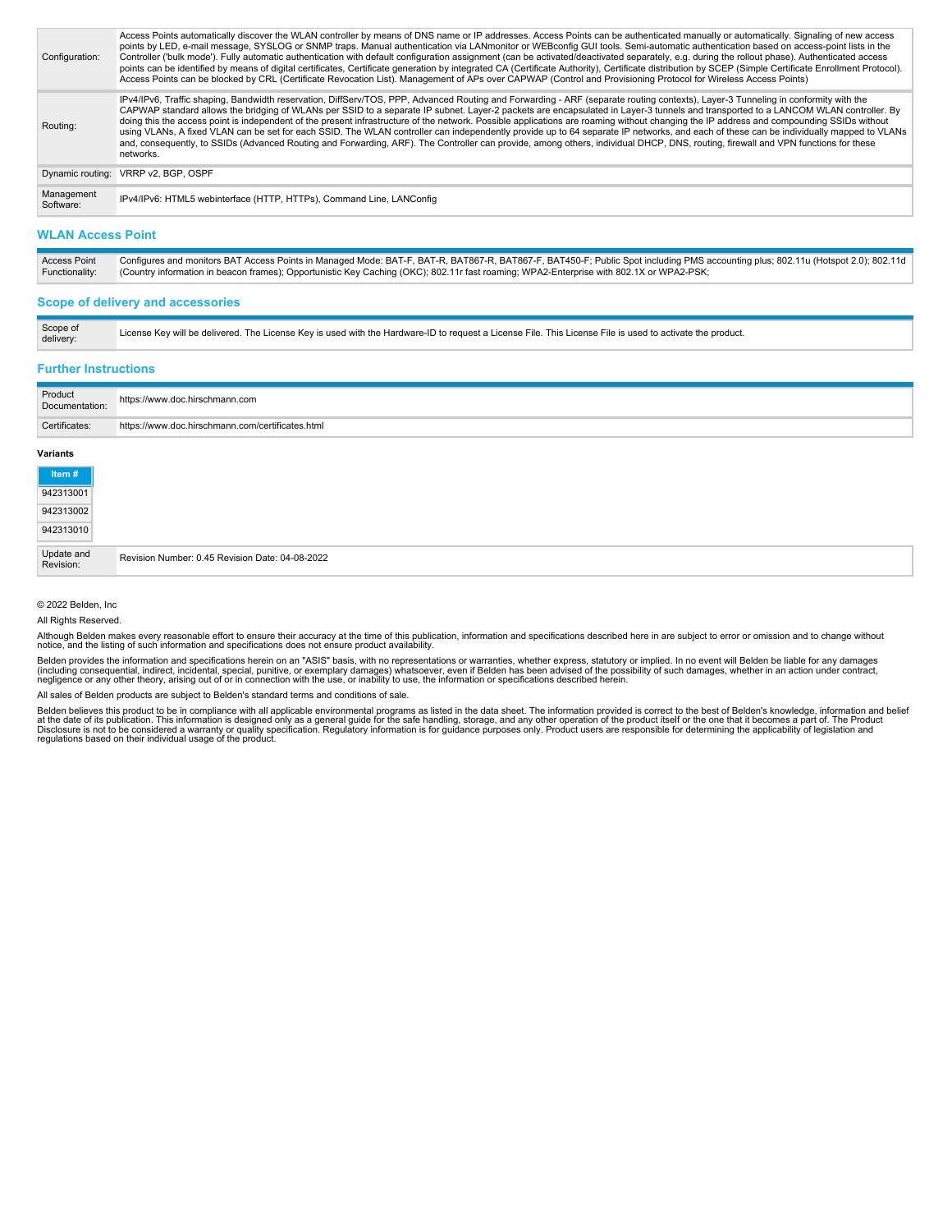| | |
|---|---|
| Configuration: | Access Points automatically discover the WLAN controller by means of DNS name or IP addresses. Access Points can be authenticated manually or automatically. Signaling of new access points by LED, e-mail message, SYSLOG or SNMP traps. Manual authentication via LANmonitor or WEBconfig GUI tools. Semi-automatic authentication based on access-point lists in the Controller ('bulk mode'). Fully automatic authentication with default configuration assignment (can be activated/deactivated separately, e.g. during the rollout phase). Authenticated access points can be identified by means of digital certificates, Certificate generation by integrated CA (Certificate Authority), Certificate distribution by SCEP (Simple Certificate Enrollment Protocol). Access Points can be blocked by CRL (Certificate Revocation List). Management of APs over CAPWAP (Control and Provisioning Protocol for Wireless Access Points) |
| Routing: | IPv4/IPv6, Traffic shaping, Bandwidth reservation, DiffServ/TOS, PPP, Advanced Routing and Forwarding - ARF (separate routing contexts), Layer-3 Tunneling in conformity with the CAPWAP standard allows the bridging of WLANs per SSID to a separate IP subnet. Layer-2 packets are encapsulated in Layer-3 tunnels and transported to a LANCOM WLAN controller. By doing this the access point is independent of the present infrastructure of the network. Possible applications are roaming without changing the IP address and compounding SSIDs without using VLANs, A fixed VLAN can be set for each SSID. The WLAN controller can independently provide up to 64 separate IP networks, and each of these can be individually mapped to VLANs and, consequently, to SSIDs (Advanced Routing and Forwarding, ARF). The Controller can provide, among others, individual DHCP, DNS, routing, firewall and VPN functions for these networks. |
| Dynamic routing: | VRRP v2, BGP, OSPF |
| Management Software: | IPv4/IPv6: HTML5 webinterface (HTTP, HTTPs), Command Line, LANConfig |

## WLAN Access Point

| | |
|---|---|
| Access Point Functionality: | Configures and monitors BAT Access Points in Managed Mode: BAT-F, BAT-R, BAT867-R, BAT867-F, BAT450-F; Public Spot including PMS accounting plus; 802.11u (Hotspot 2.0); 802.11d (Country information in beacon frames); Opportunistic Key Caching (OKC); 802.11r fast roaming; WPA2-Enterprise with 802.1X or WPA2-PSK; |

## Scope of delivery and accessories

| | |
|---|---|
| Scope of delivery: | License Key will be delivered. The License Key is used with the Hardware-ID to request a License File. This License File is used to activate the product. |

## Further Instructions

| | |
|---|---|
| Product Documentation: | https://www.doc.hirschmann.com |
| Certificates: | https://www.doc.hirschmann.com/certificates.html |

**Variants**

| Item # |
|---|
| 942313001 |
| 942313002 |
| 942313010 |

| | |
|---|---|
| Update and Revision: | Revision Number: 0.45 Revision Date: 04-08-2022 |

© 2022 Belden, Inc

All Rights Reserved.

Although Belden makes every reasonable effort to ensure their accuracy at the time of this publication, information and specifications described here in are subject to error or omission and to change without notice, and the listing of such information and specifications does not ensure product availability.

Belden provides the information and specifications herein on an "ASIS" basis, with no representations or warranties, whether express, statutory or implied. In no event will Belden be liable for any damages (including consequential, indirect, incidental, special, punitive, or exemplary damages) whatsoever, even if Belden has been advised of the possibility of such damages, whether in an action under contract, negligence or any other theory, arising out of or in connection with the use, or inability to use, the information or specifications described herein.

All sales of Belden products are subject to Belden's standard terms and conditions of sale.

Belden believes this product to be in compliance with all applicable environmental programs as listed in the data sheet. The information provided is correct to the best of Belden's knowledge, information and belief at the date of its publication. This information is designed only as a general guide for the safe handling, storage, and any other operation of the product itself or the one that it becomes a part of. The Product Disclosure is not to be considered a warranty or quality specification. Regulatory information is for guidance purposes only. Product users are responsible for determining the applicability of legislation and regulations based on their individual usage of the product.